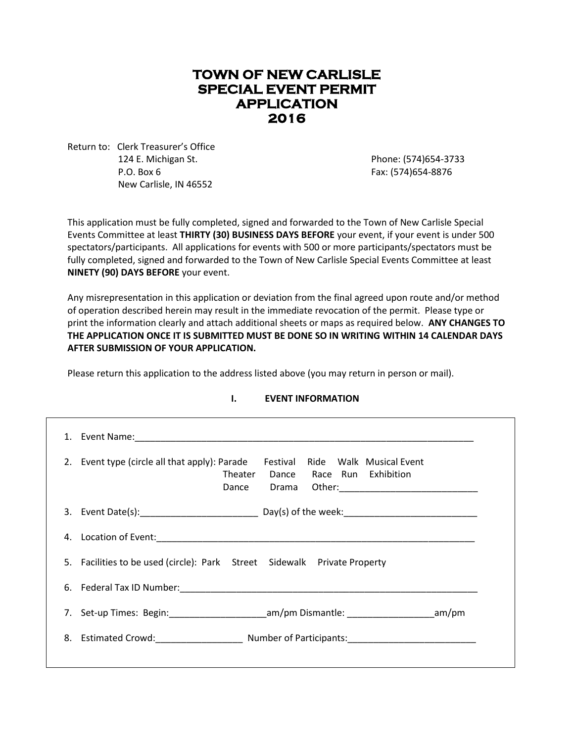# TOWN OF NEW CARLISLE SPECIAL EVENT PERMIT APPLICATION 2016

Return to: Clerk Treasurer's Office
124 E. Michigan St.
P.O. Box 6
New Carlisle, IN 46552

Phone: (574)654-3733
Fax: (574)654-8876

This application must be fully completed, signed and forwarded to the Town of New Carlisle Special Events Committee at least **THIRTY (30) BUSINESS DAYS BEFORE** your event, if your event is under 500 spectators/participants. All applications for events with 500 or more participants/spectators must be fully completed, signed and forwarded to the Town of New Carlisle Special Events Committee at least **NINETY (90) DAYS BEFORE** your event.

Any misrepresentation in this application or deviation from the final agreed upon route and/or method of operation described herein may result in the immediate revocation of the permit. Please type or print the information clearly and attach additional sheets or maps as required below. **ANY CHANGES TO THE APPLICATION ONCE IT IS SUBMITTED MUST BE DONE SO IN WRITING WITHIN 14 CALENDAR DAYS AFTER SUBMISSION OF YOUR APPLICATION.**

Please return this application to the address listed above (you may return in person or mail).

## I. EVENT INFORMATION

1. Event Name:___________________________________________________________________
2. Event type (circle all that apply): Parade Festival Ride Walk Musical Event Theater Dance Race Run Exhibition Dance Drama Other:___________________________
3. Event Date(s):_______________________ Day(s) of the week:__________________________
4. Location of Event:_______________________________________________________________
5. Facilities to be used (circle): Park Street Sidewalk Private Property
6. Federal Tax ID Number:___________________________________________________________
7. Set-up Times: Begin:___________________am/pm Dismantle: _________________am/pm
8. Estimated Crowd:_________________ Number of Participants:_________________________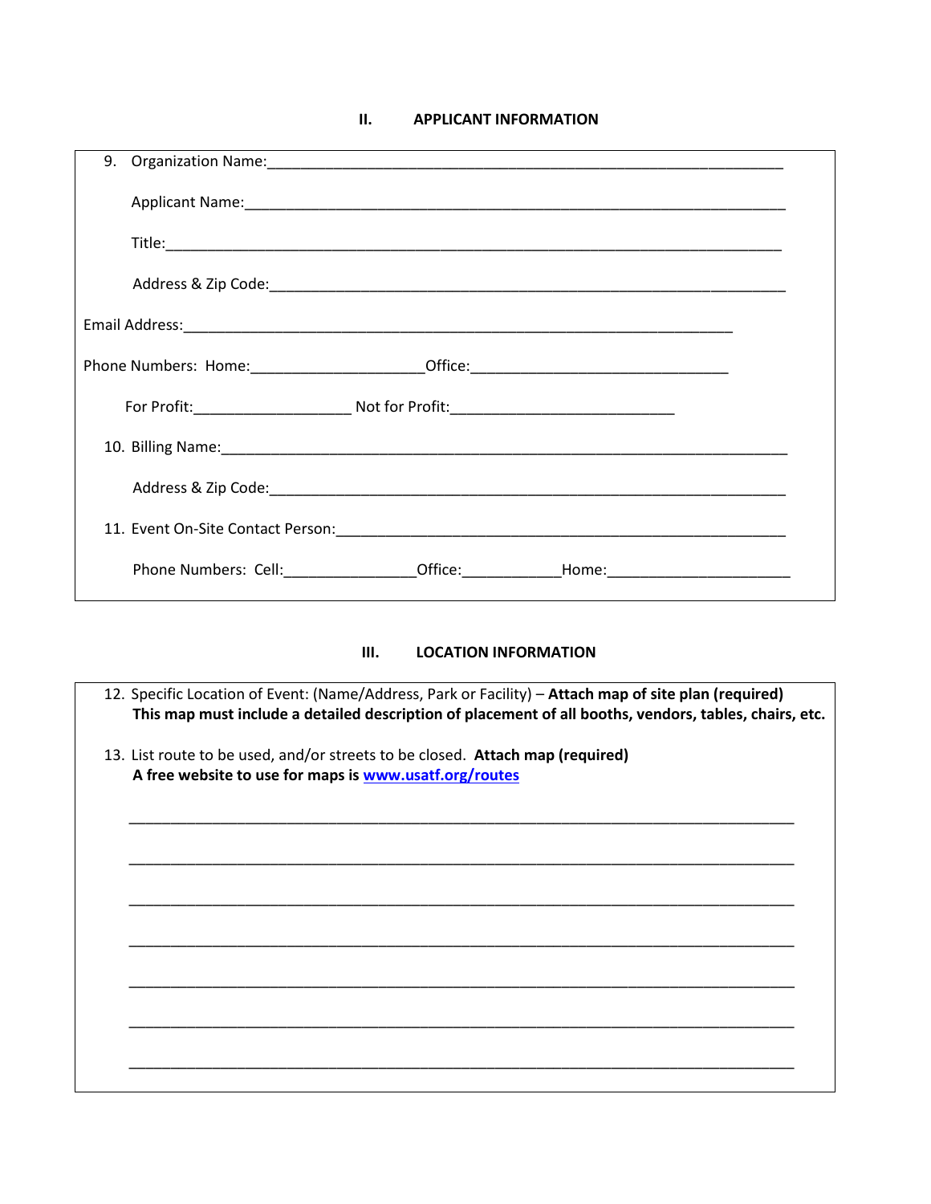## II. APPLICANT INFORMATION

9. Organization Name:_______________________________________________________________

   Applicant Name:_________________________________________________________________

   Title:__________________________________________________________________________

   Address & Zip Code:______________________________________________________________

Email Address:____________________________________________________________________

Phone Numbers: Home:____________________Office:______________________________

For Profit:__________________ Not for Profit:_________________________

10. Billing Name:___________________________________________________________________

    Address & Zip Code:______________________________________________________________

11. Event On-Site Contact Person:___________________________________________________

    Phone Numbers: Cell:_______________Office:___________Home:____________________

## III. LOCATION INFORMATION

12. Specific Location of Event: (Name/Address, Park or Facility) – **Attach map of site plan (required)**
    **This map must include a detailed description of placement of all booths, vendors, tables, chairs, etc.**

13. List route to be used, and/or streets to be closed. **Attach map (required)**
    **A free website to use for maps is www.usatf.org/routes**

_____________________________________________________________________________

_____________________________________________________________________________

_____________________________________________________________________________

_____________________________________________________________________________

_____________________________________________________________________________

_____________________________________________________________________________

_____________________________________________________________________________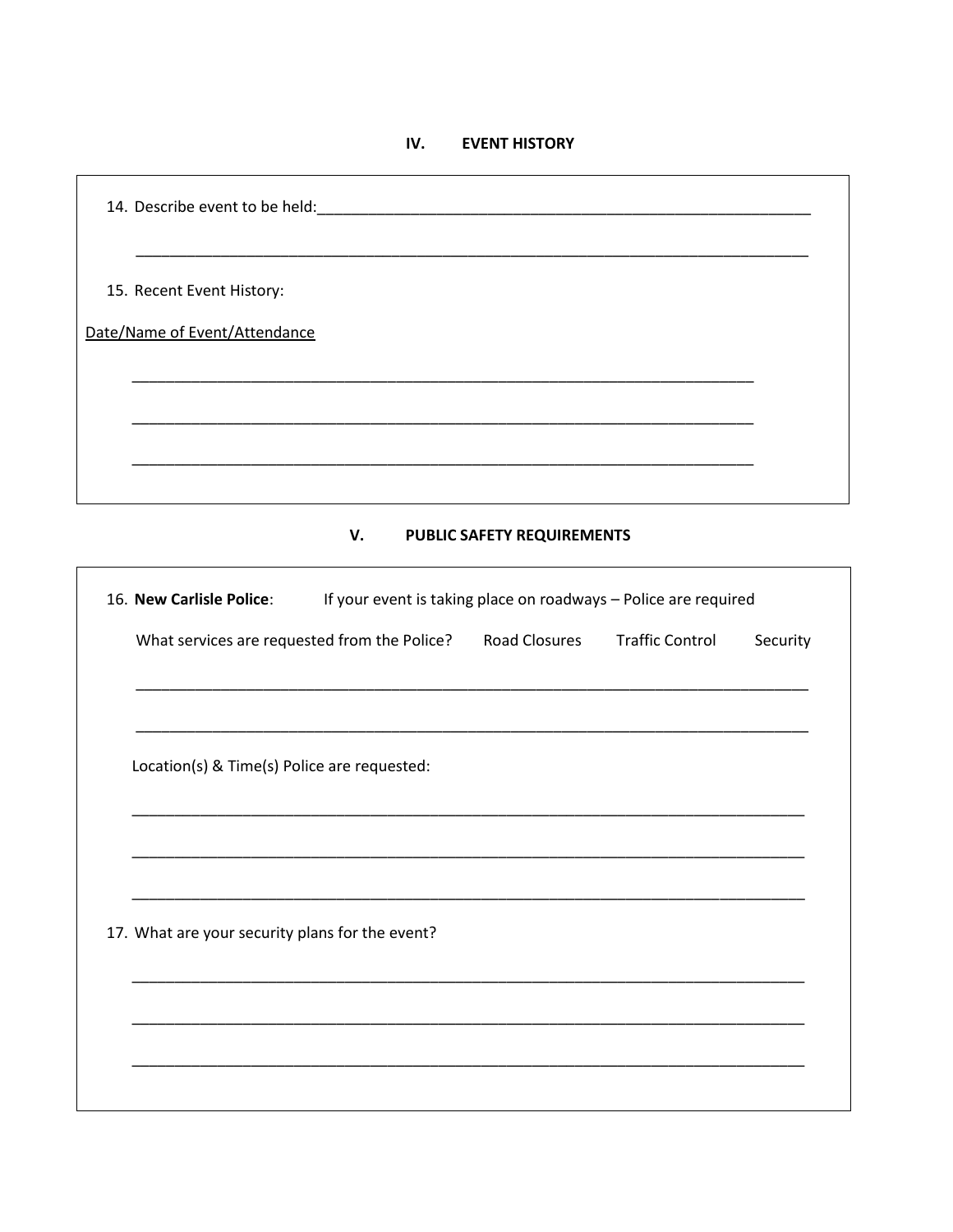## IV. EVENT HISTORY

14. Describe event to be held:____________________________________________________________

_________________________________________________________________________________

15. Recent Event History:

Date/Name of Event/Attendance

_____________________________________________________________________________

_____________________________________________________________________________

_____________________________________________________________________________

## V. PUBLIC SAFETY REQUIREMENTS

16. **New Carlisle Police**: If your event is taking place on roadways – Police are required

What services are requested from the Police? Road Closures Traffic Control Security

_________________________________________________________________________________

_________________________________________________________________________________

Location(s) & Time(s) Police are requested:

_________________________________________________________________________________

_________________________________________________________________________________

_________________________________________________________________________________

17. What are your security plans for the event?

_________________________________________________________________________________

_________________________________________________________________________________

_________________________________________________________________________________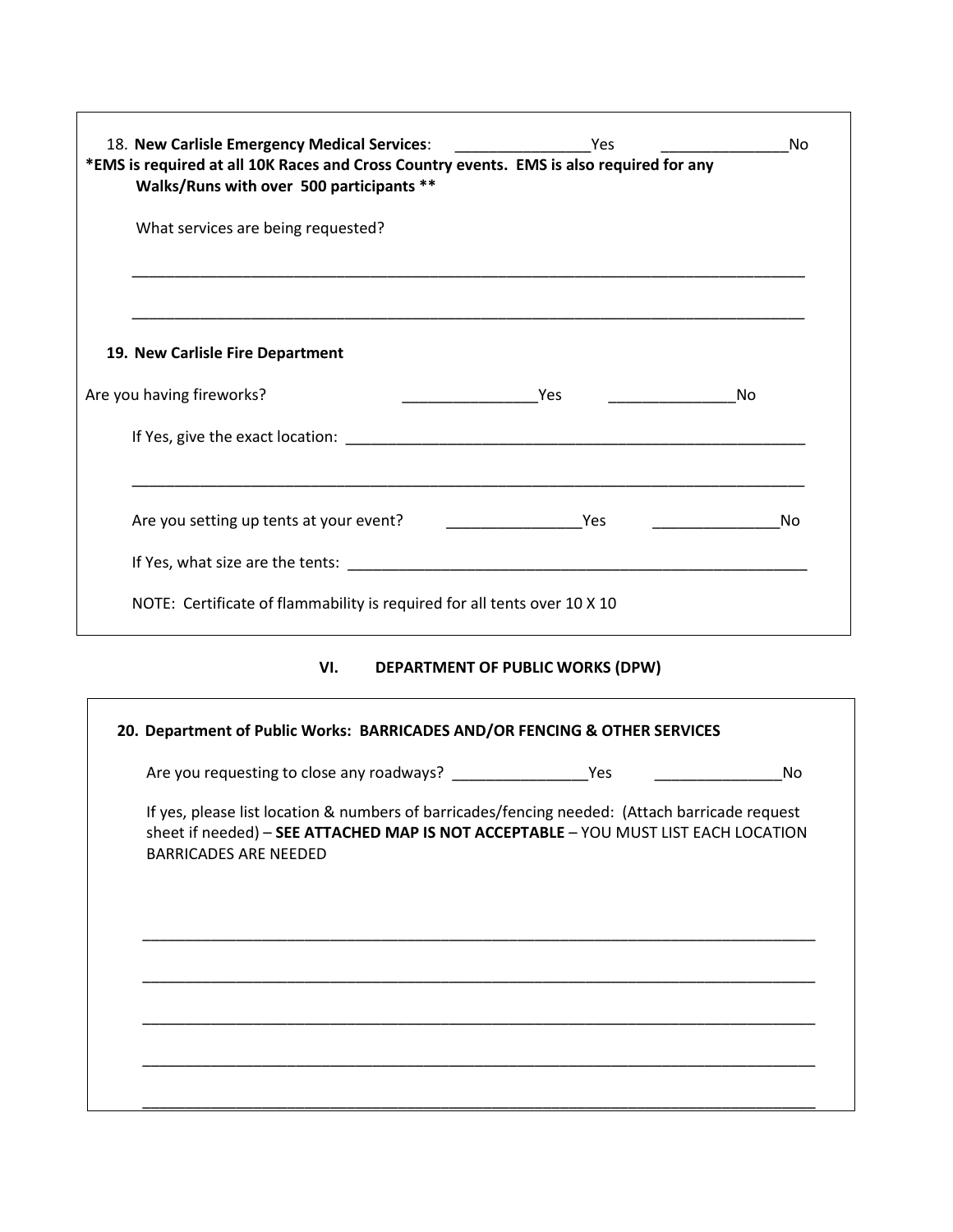18. **New Carlisle Emergency Medical Services**: ________________Yes ________________No

***EMS is required at all 10K Races and Cross Country events. EMS is also required for any Walks/Runs with over 500 participants ****

What services are being requested?

________________________________________________________________________________

________________________________________________________________________________

**19. New Carlisle Fire Department**

Are you having fireworks? ________________Yes ________________No

If Yes, give the exact location: ________________________________________________________

________________________________________________________________________________

Are you setting up tents at your event? ________________Yes ________________No

If Yes, what size are the tents: ________________________________________________________

NOTE: Certificate of flammability is required for all tents over 10 X 10

## VI. DEPARTMENT OF PUBLIC WORKS (DPW)

**20. Department of Public Works: BARRICADES AND/OR FENCING & OTHER SERVICES**

Are you requesting to close any roadways? ________________Yes ________________No

If yes, please list location & numbers of barricades/fencing needed: (Attach barricade request sheet if needed) – **SEE ATTACHED MAP IS NOT ACCEPTABLE** – YOU MUST LIST EACH LOCATION BARRICADES ARE NEEDED

________________________________________________________________________________

________________________________________________________________________________

________________________________________________________________________________

________________________________________________________________________________

________________________________________________________________________________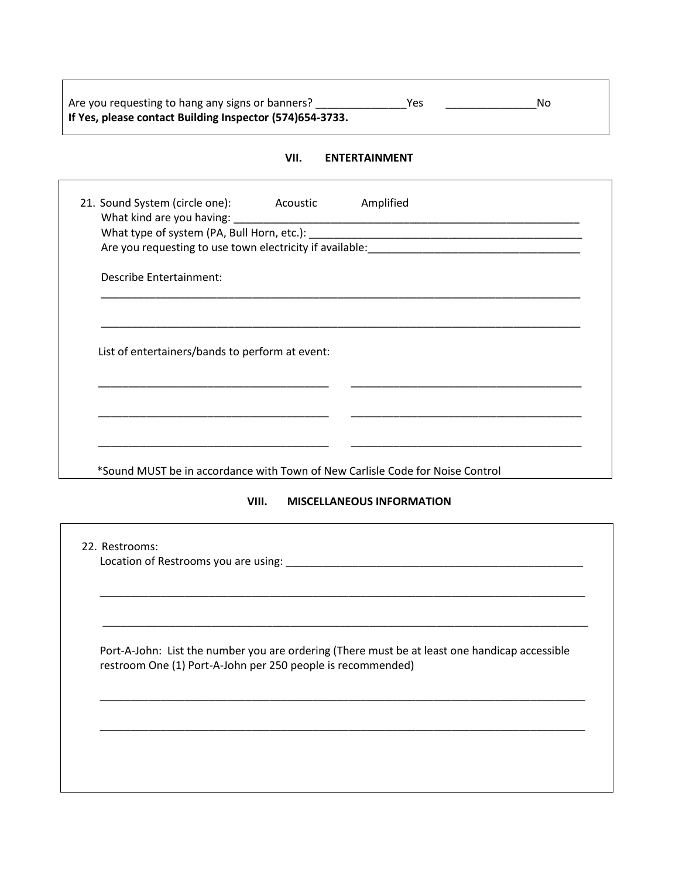Are you requesting to hang any signs or banners? _______________Yes _______________No
**If Yes, please contact Building Inspector (574)654-3733.**

## VII. ENTERTAINMENT

21. Sound System (circle one): Acoustic Amplified
    What kind are you having: ______________________________________________________________
    What type of system (PA, Bull Horn, etc.): ______________________________________________
    Are you requesting to use town electricity if available:___________________________________

    Describe Entertainment:

    ____________________________________________________________________________________

    ____________________________________________________________________________________

    List of entertainers/bands to perform at event:

    _______________________________________ _______________________________________

    _______________________________________ _______________________________________

    _______________________________________ _______________________________________

*Sound MUST be in accordance with Town of New Carlisle Code for Noise Control

## VIII. MISCELLANEOUS INFORMATION

22. Restrooms:
    Location of Restrooms you are using: ____________________________________________________

    ____________________________________________________________________________________

    ____________________________________________________________________________________

    Port-A-John: List the number you are ordering (There must be at least one handicap accessible restroom One (1) Port-A-John per 250 people is recommended)

    ____________________________________________________________________________________

    ____________________________________________________________________________________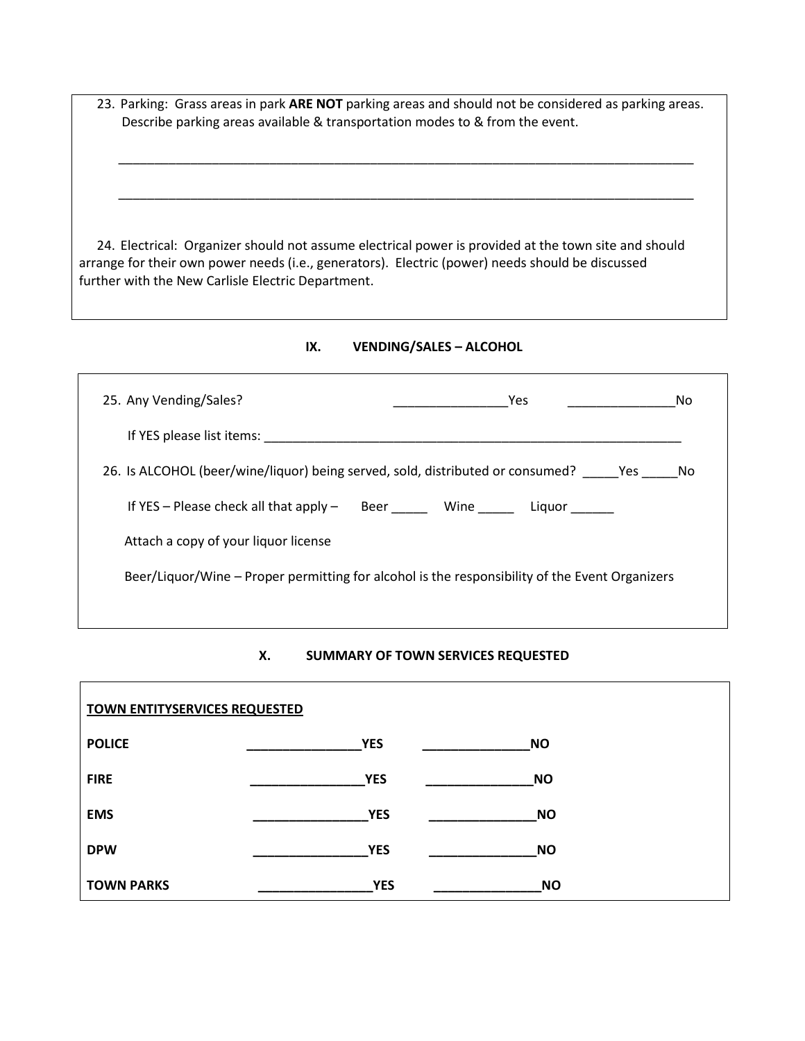23. Parking: Grass areas in park **ARE NOT** parking areas and should not be considered as parking areas. Describe parking areas available & transportation modes to & from the event.

_____________________________________________________________________________________

_____________________________________________________________________________________

24. Electrical: Organizer should not assume electrical power is provided at the town site and should arrange for their own power needs (i.e., generators). Electric (power) needs should be discussed further with the New Carlisle Electric Department.

## IX. VENDING/SALES – ALCOHOL

25. Any Vending/Sales? ________________Yes _______________No

If YES please list items: _______________________________________________________________

26. Is ALCOHOL (beer/wine/liquor) being served, sold, distributed or consumed? _____Yes _____No

If YES – Please check all that apply – Beer _____ Wine _____ Liquor ______

Attach a copy of your liquor license

Beer/Liquor/Wine – Proper permitting for alcohol is the responsibility of the Event Organizers

## X. SUMMARY OF TOWN SERVICES REQUESTED

**TOWN ENTITYSERVICES REQUESTED**

| | | |
|---|---|---|
| **POLICE** | ________________**YES** | _______________**NO** |
| **FIRE** | ________________**YES** | _______________**NO** |
| **EMS** | ________________**YES** | _______________**NO** |
| **DPW** | ________________**YES** | _______________**NO** |
| **TOWN PARKS** | ________________**YES** | _______________**NO** |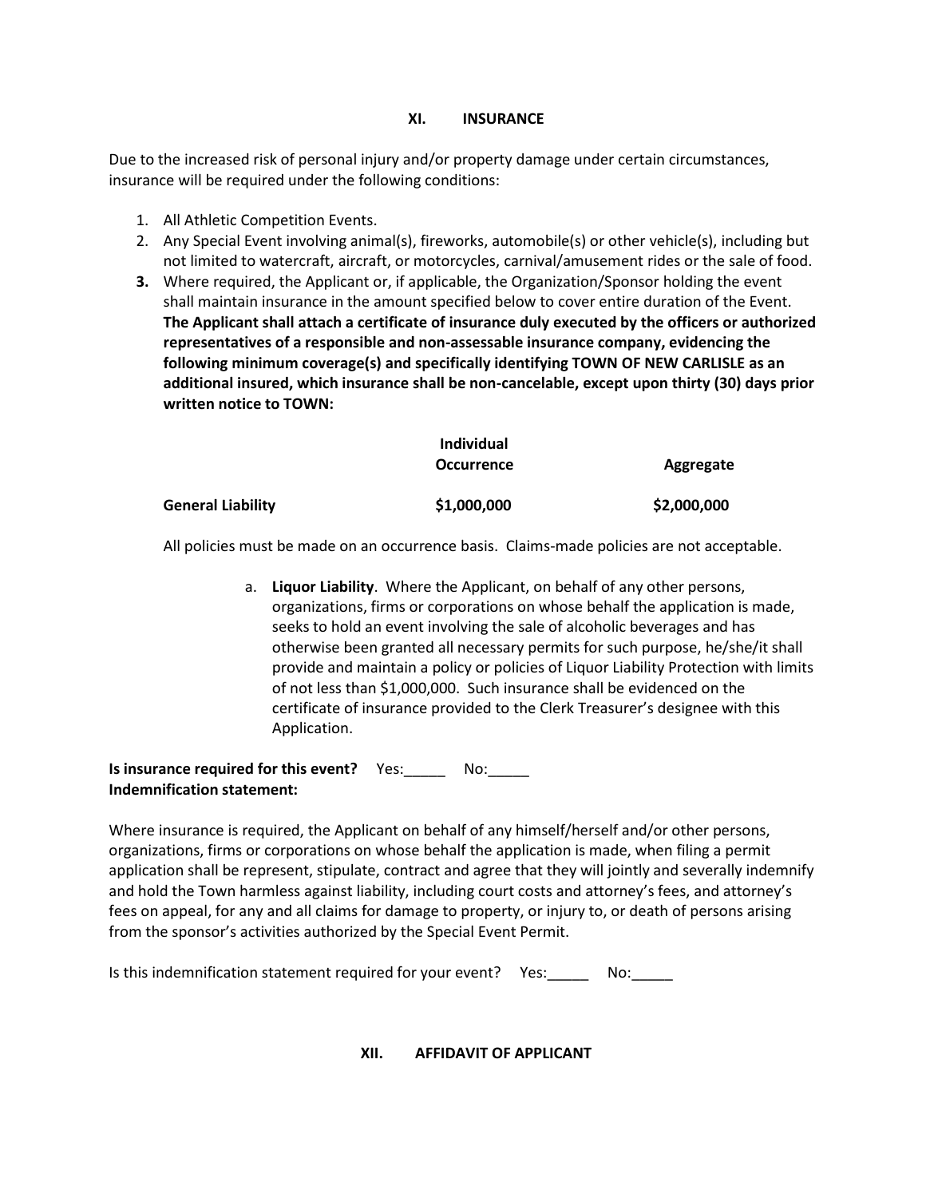## XI. INSURANCE

Due to the increased risk of personal injury and/or property damage under certain circumstances, insurance will be required under the following conditions:

1. All Athletic Competition Events.
2. Any Special Event involving animal(s), fireworks, automobile(s) or other vehicle(s), including but not limited to watercraft, aircraft, or motorcycles, carnival/amusement rides or the sale of food.
3. Where required, the Applicant or, if applicable, the Organization/Sponsor holding the event shall maintain insurance in the amount specified below to cover entire duration of the Event. **The Applicant shall attach a certificate of insurance duly executed by the officers or authorized representatives of a responsible and non-assessable insurance company, evidencing the following minimum coverage(s) and specifically identifying TOWN OF NEW CARLISLE as an additional insured, which insurance shall be non-cancelable, except upon thirty (30) days prior written notice to TOWN:**

| | **Individual Occurrence** | **Aggregate** |
|---|---|---|
| **General Liability** | **$1,000,000** | **$2,000,000** |

All policies must be made on an occurrence basis. Claims-made policies are not acceptable.

a. **Liquor Liability**. Where the Applicant, on behalf of any other persons, organizations, firms or corporations on whose behalf the application is made, seeks to hold an event involving the sale of alcoholic beverages and has otherwise been granted all necessary permits for such purpose, he/she/it shall provide and maintain a policy or policies of Liquor Liability Protection with limits of not less than $1,000,000. Such insurance shall be evidenced on the certificate of insurance provided to the Clerk Treasurer's designee with this Application.

**Is insurance required for this event?** Yes:_____ No:_____

**Indemnification statement:**

Where insurance is required, the Applicant on behalf of any himself/herself and/or other persons, organizations, firms or corporations on whose behalf the application is made, when filing a permit application shall be represent, stipulate, contract and agree that they will jointly and severally indemnify and hold the Town harmless against liability, including court costs and attorney's fees, and attorney's fees on appeal, for any and all claims for damage to property, or injury to, or death of persons arising from the sponsor's activities authorized by the Special Event Permit.

Is this indemnification statement required for your event? Yes:_____ No:_____

## XII. AFFIDAVIT OF APPLICANT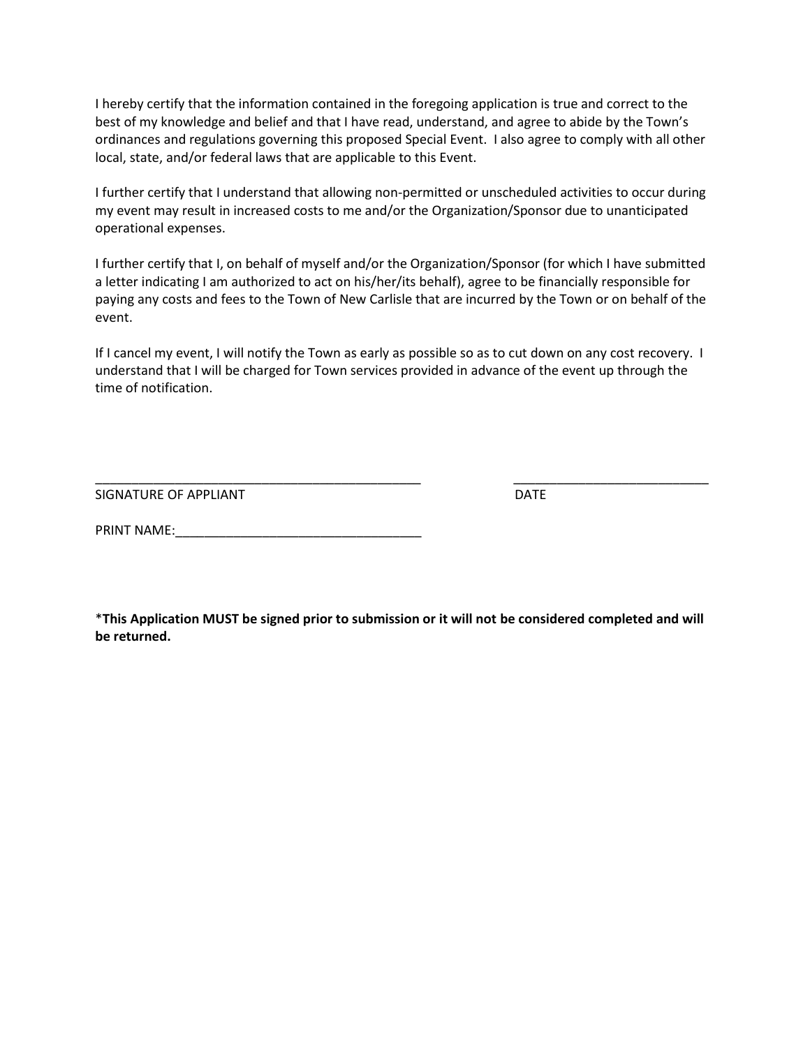I hereby certify that the information contained in the foregoing application is true and correct to the best of my knowledge and belief and that I have read, understand, and agree to abide by the Town's ordinances and regulations governing this proposed Special Event. I also agree to comply with all other local, state, and/or federal laws that are applicable to this Event.

I further certify that I understand that allowing non-permitted or unscheduled activities to occur during my event may result in increased costs to me and/or the Organization/Sponsor due to unanticipated operational expenses.

I further certify that I, on behalf of myself and/or the Organization/Sponsor (for which I have submitted a letter indicating I am authorized to act on his/her/its behalf), agree to be financially responsible for paying any costs and fees to the Town of New Carlisle that are incurred by the Town or on behalf of the event.

If I cancel my event, I will notify the Town as early as possible so as to cut down on any cost recovery. I understand that I will be charged for Town services provided in advance of the event up through the time of notification.

_______________________________________________ ___________________________

SIGNATURE OF APPLIANT DATE

PRINT NAME:_________________________________

***This Application MUST be signed prior to submission or it will not be considered completed and will be returned.**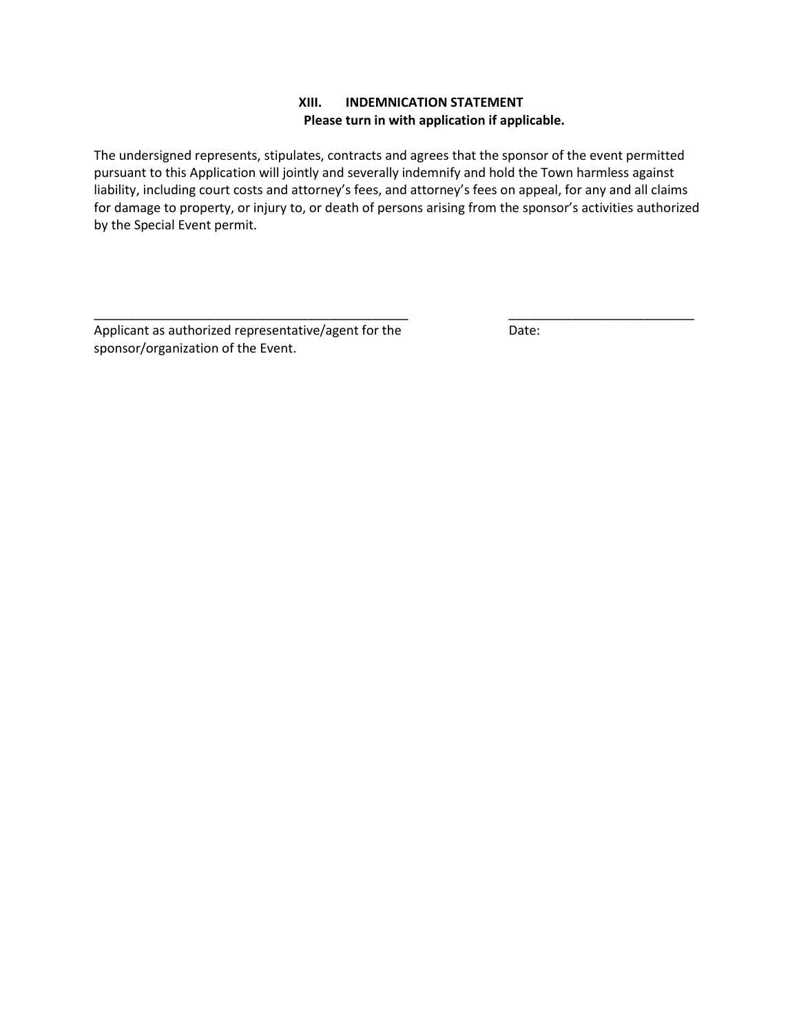## XIII. INDEMNICATION STATEMENT

**Please turn in with application if applicable.**

The undersigned represents, stipulates, contracts and agrees that the sponsor of the event permitted pursuant to this Application will jointly and severally indemnify and hold the Town harmless against liability, including court costs and attorney's fees, and attorney's fees on appeal, for any and all claims for damage to property, or injury to, or death of persons arising from the sponsor's activities authorized by the Special Event permit.

_______________________________________________ ___________________________

Applicant as authorized representative/agent for the sponsor/organization of the Event. Date: